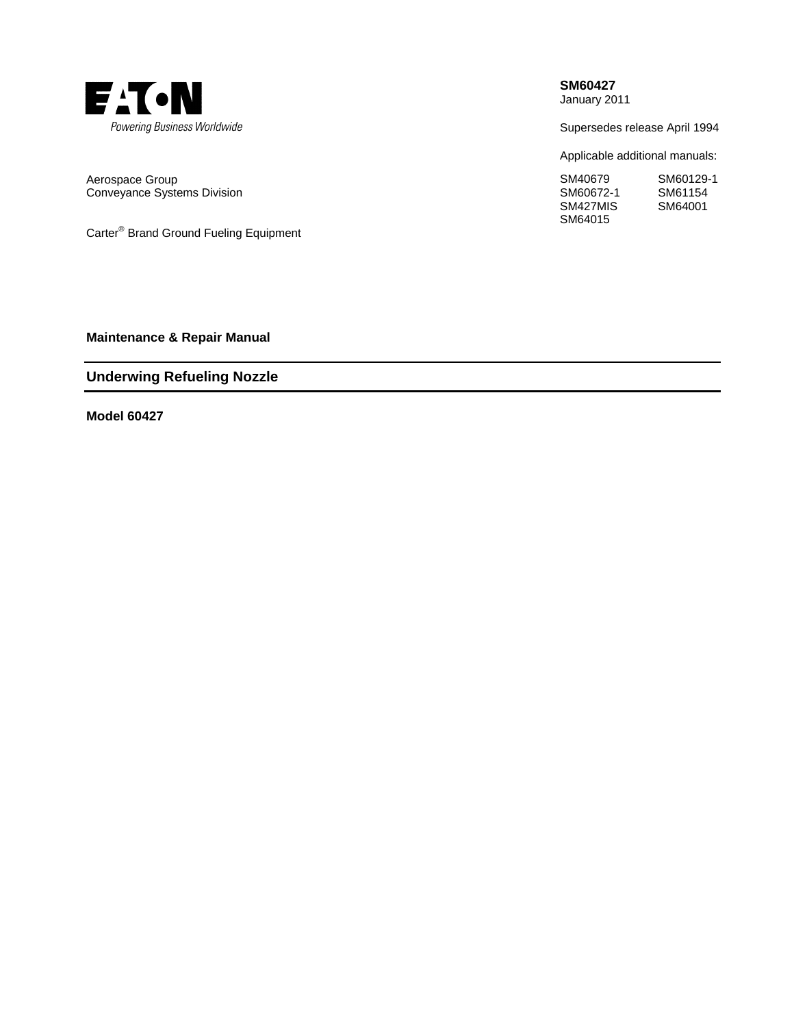EATON

*Powering Business Worldwide*

**SM60427**
January 2011

Supersedes release April 1994

Applicable additional manuals:

| | |
|---|---|
| SM40679 | SM60129-1 |
| SM60672-1 | SM61154 |
| SM427MIS | SM64001 |
| SM64015 | |

Aerospace Group
Conveyance Systems Division

Carter® Brand Ground Fueling Equipment

**Maintenance & Repair Manual**

## Underwing Refueling Nozzle

**Model 60427**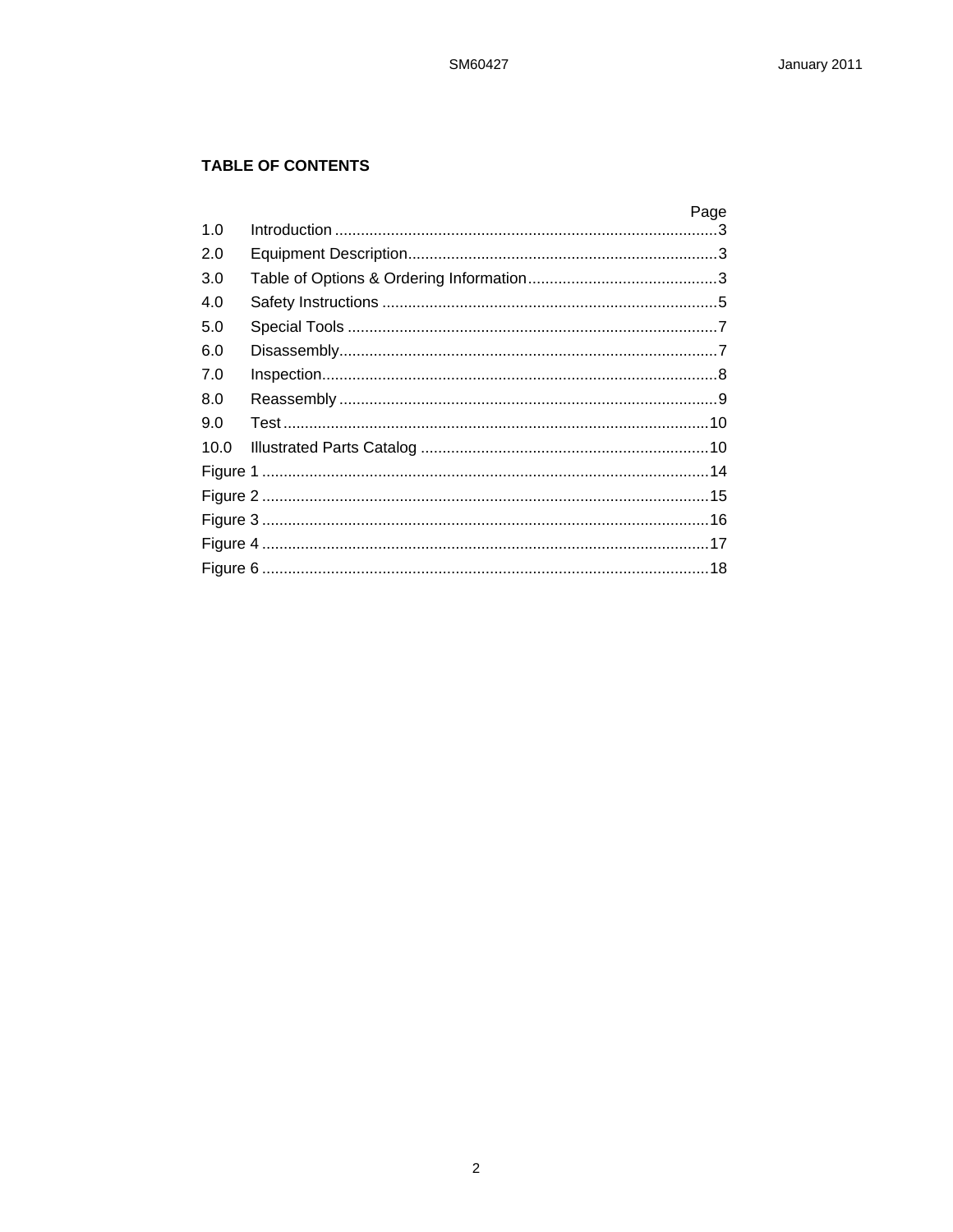**TABLE OF CONTENTS**

| | | Page |
|---|---|---|
| 1.0 | Introduction | 3 |
| 2.0 | Equipment Description | 3 |
| 3.0 | Table of Options & Ordering Information | 3 |
| 4.0 | Safety Instructions | 5 |
| 5.0 | Special Tools | 7 |
| 6.0 | Disassembly | 7 |
| 7.0 | Inspection | 8 |
| 8.0 | Reassembly | 9 |
| 9.0 | Test | 10 |
| 10.0 | Illustrated Parts Catalog | 10 |
| Figure 1 | | 14 |
| Figure 2 | | 15 |
| Figure 3 | | 16 |
| Figure 4 | | 17 |
| Figure 6 | | 18 |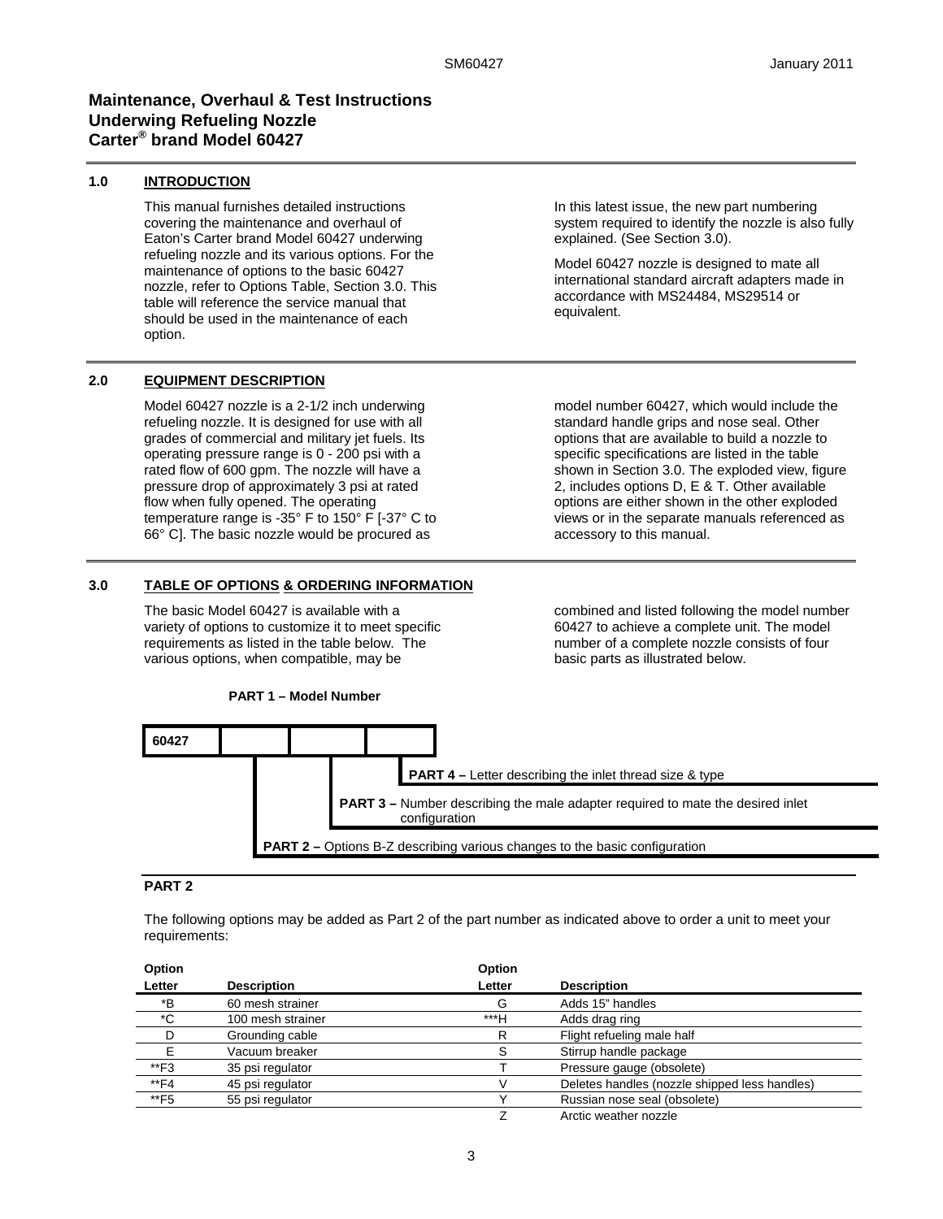# Maintenance, Overhaul & Test Instructions
# Underwing Refueling Nozzle
# Carter® brand Model 60427

## 1.0 INTRODUCTION

This manual furnishes detailed instructions covering the maintenance and overhaul of Eaton's Carter brand Model 60427 underwing refueling nozzle and its various options. For the maintenance of options to the basic 60427 nozzle, refer to Options Table, Section 3.0. This table will reference the service manual that should be used in the maintenance of each option.

In this latest issue, the new part numbering system required to identify the nozzle is also fully explained. (See Section 3.0).

Model 60427 nozzle is designed to mate all international standard aircraft adapters made in accordance with MS24484, MS29514 or equivalent.

## 2.0 EQUIPMENT DESCRIPTION

Model 60427 nozzle is a 2-1/2 inch underwing refueling nozzle. It is designed for use with all grades of commercial and military jet fuels. Its operating pressure range is 0 - 200 psi with a rated flow of 600 gpm. The nozzle will have a pressure drop of approximately 3 psi at rated flow when fully opened. The operating temperature range is -35° F to 150° F [-37° C to 66° C]. The basic nozzle would be procured as model number 60427, which would include the standard handle grips and nose seal. Other options that are available to build a nozzle to specific specifications are listed in the table shown in Section 3.0. The exploded view, figure 2, includes options D, E & T. Other available options are either shown in the other exploded views or in the separate manuals referenced as accessory to this manual.

## 3.0 TABLE OF OPTIONS & ORDERING INFORMATION

The basic Model 60427 is available with a variety of options to customize it to meet specific requirements as listed in the table below. The various options, when compatible, may be combined and listed following the model number 60427 to achieve a complete unit. The model number of a complete nozzle consists of four basic parts as illustrated below.

**PART 1 – Model Number**

| 60427 | | | |
|---|---|---|---|

- **PART 4 –** Letter describing the inlet thread size & type
- **PART 3 –** Number describing the male adapter required to mate the desired inlet configuration
- **PART 2 –** Options B-Z describing various changes to the basic configuration

### PART 2

The following options may be added as Part 2 of the part number as indicated above to order a unit to meet your requirements:

| Option Letter | Description | Option Letter | Description |
|---|---|---|---|
| *B | 60 mesh strainer | G | Adds 15" handles |
| *C | 100 mesh strainer | ***H | Adds drag ring |
| D | Grounding cable | R | Flight refueling male half |
| E | Vacuum breaker | S | Stirrup handle package |
| **F3 | 35 psi regulator | T | Pressure gauge (obsolete) |
| **F4 | 45 psi regulator | V | Deletes handles (nozzle shipped less handles) |
| **F5 | 55 psi regulator | Y | Russian nose seal (obsolete) |
| | | Z | Arctic weather nozzle |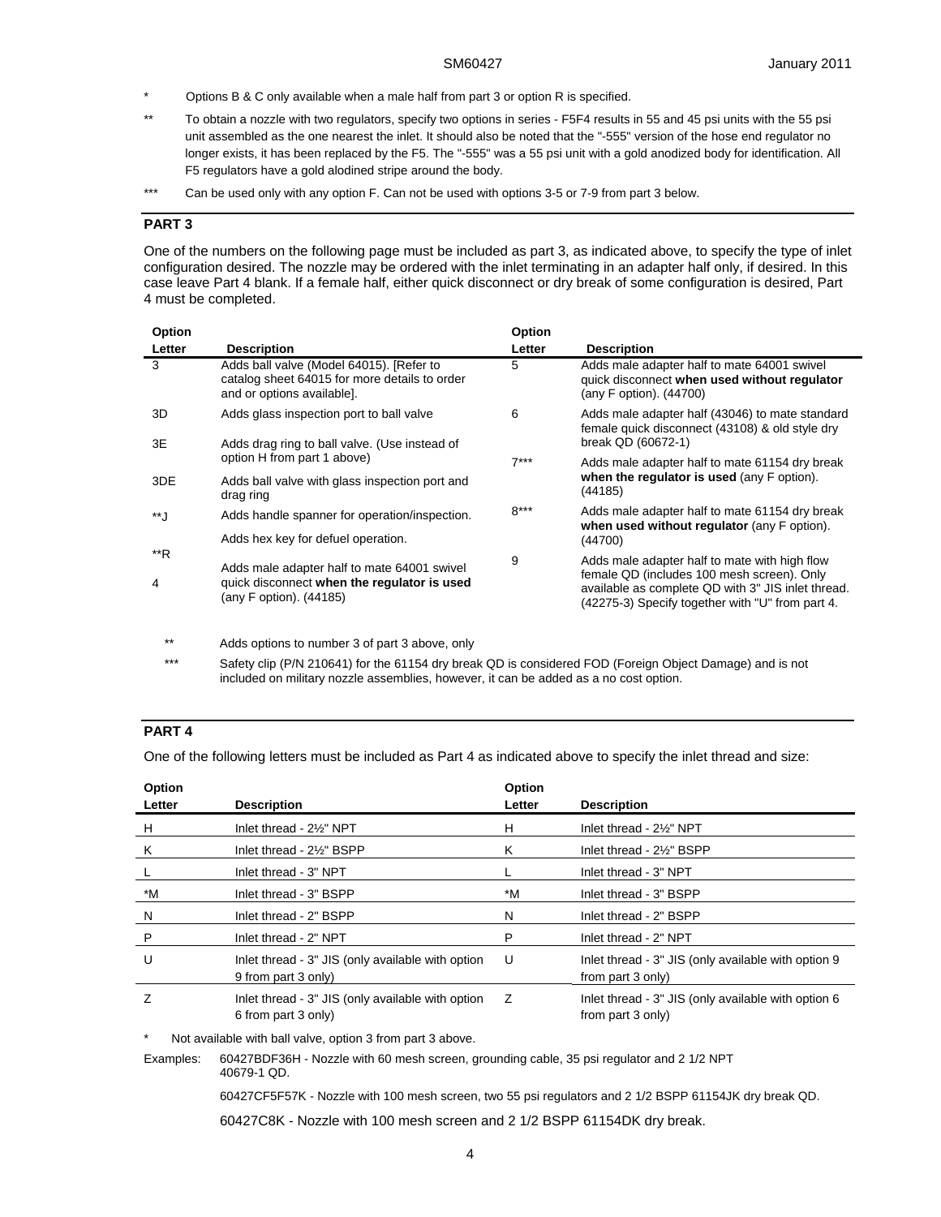\* Options B & C only available when a male half from part 3 or option R is specified.

\*\* To obtain a nozzle with two regulators, specify two options in series - F5F4 results in 55 and 45 psi units with the 55 psi unit assembled as the one nearest the inlet. It should also be noted that the "-555" version of the hose end regulator no longer exists, it has been replaced by the F5. The "-555" was a 55 psi unit with a gold anodized body for identification. All F5 regulators have a gold alodined stripe around the body.

\*\*\* Can be used only with any option F. Can not be used with options 3-5 or 7-9 from part 3 below.

## PART 3

One of the numbers on the following page must be included as part 3, as indicated above, to specify the type of inlet configuration desired. The nozzle may be ordered with the inlet terminating in an adapter half only, if desired. In this case leave Part 4 blank. If a female half, either quick disconnect or dry break of some configuration is desired, Part 4 must be completed.

| Option Letter | Description |
|---|---|
| 3 | Adds ball valve (Model 64015). [Refer to catalog sheet 64015 for more details to order and or options available]. |
| 3D | Adds glass inspection port to ball valve |
| 3E | Adds drag ring to ball valve. (Use instead of option H from part 1 above) |
| 3DE | Adds ball valve with glass inspection port and drag ring |
| **J | Adds handle spanner for operation/inspection. |
| **R | Adds hex key for defuel operation. |
| 4 | Adds male adapter half to mate 64001 swivel quick disconnect **when the regulator is used** (any F option). (44185) |
| 5 | Adds male adapter half to mate 64001 swivel quick disconnect **when used without regulator** (any F option). (44700) |
| 6 | Adds male adapter half (43046) to mate standard female quick disconnect (43108) & old style dry break QD (60672-1) |
| 7*** | Adds male adapter half to mate 61154 dry break **when the regulator is used** (any F option). (44185) |
| 8*** | Adds male adapter half to mate 61154 dry break **when used without regulator** (any F option). (44700) |
| 9 | Adds male adapter half to mate with high flow female QD (includes 100 mesh screen). Only available as complete QD with 3" JIS inlet thread. (42275-3) Specify together with "U" from part 4. |

\*\* Adds options to number 3 of part 3 above, only

\*\*\* Safety clip (P/N 210641) for the 61154 dry break QD is considered FOD (Foreign Object Damage) and is not included on military nozzle assemblies, however, it can be added as a no cost option.

## PART 4

One of the following letters must be included as Part 4 as indicated above to specify the inlet thread and size:

| Option Letter | Description | Option Letter | Description |
|---|---|---|---|
| H | Inlet thread - 2½" NPT | H | Inlet thread - 2½" NPT |
| K | Inlet thread - 2½" BSPP | K | Inlet thread - 2½" BSPP |
| L | Inlet thread - 3" NPT | L | Inlet thread - 3" NPT |
| *M | Inlet thread - 3" BSPP | *M | Inlet thread - 3" BSPP |
| N | Inlet thread - 2" BSPP | N | Inlet thread - 2" BSPP |
| P | Inlet thread - 2" NPT | P | Inlet thread - 2" NPT |
| U | Inlet thread - 3" JIS (only available with option 9 from part 3 only) | U | Inlet thread - 3" JIS (only available with option 9 from part 3 only) |
| Z | Inlet thread - 3" JIS (only available with option 6 from part 3 only) | Z | Inlet thread - 3" JIS (only available with option 6 from part 3 only) |

\* Not available with ball valve, option 3 from part 3 above.

Examples: 60427BDF36H - Nozzle with 60 mesh screen, grounding cable, 35 psi regulator and 2 1/2 NPT 40679-1 QD.

60427CF5F57K - Nozzle with 100 mesh screen, two 55 psi regulators and 2 1/2 BSPP 61154JK dry break QD.

60427C8K - Nozzle with 100 mesh screen and 2 1/2 BSPP 61154DK dry break.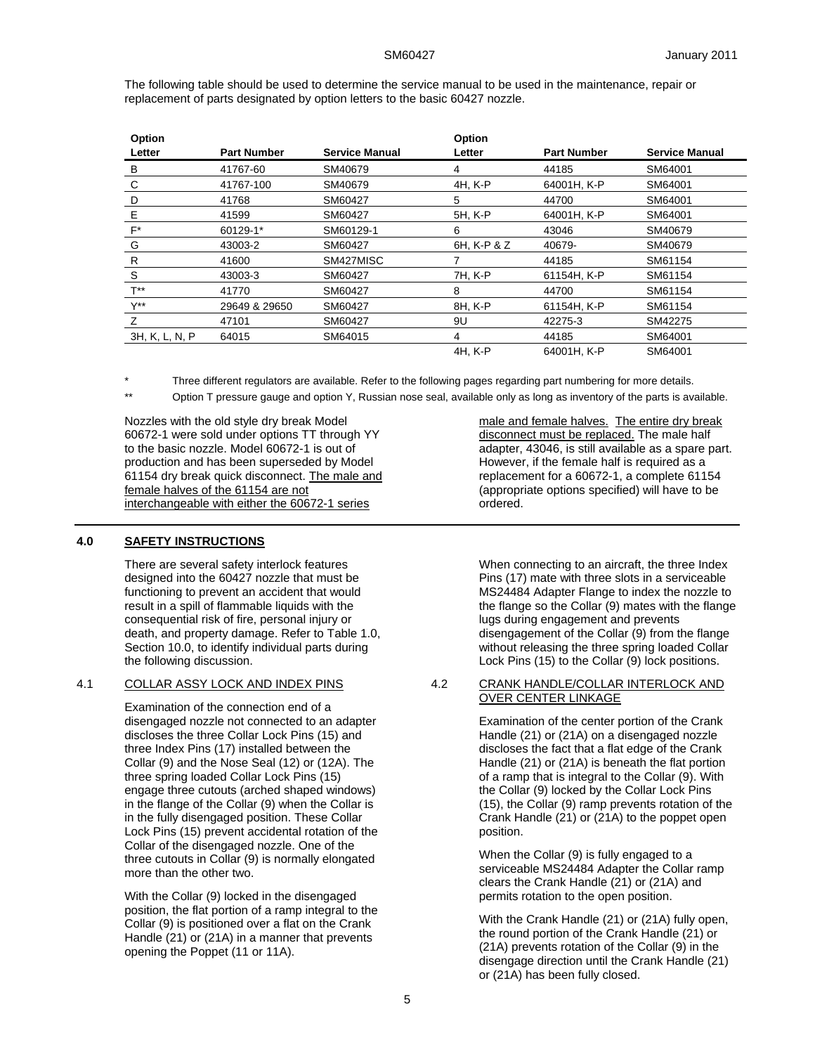The following table should be used to determine the service manual to be used in the maintenance, repair or replacement of parts designated by option letters to the basic 60427 nozzle.

| Option Letter | Part Number | Service Manual | Option Letter | Part Number | Service Manual |
|---|---|---|---|---|---|
| B | 41767-60 | SM40679 | 4 | 44185 | SM64001 |
| C | 41767-100 | SM40679 | 4H, K-P | 64001H, K-P | SM64001 |
| D | 41768 | SM60427 | 5 | 44700 | SM64001 |
| E | 41599 | SM60427 | 5H, K-P | 64001H, K-P | SM64001 |
| F* | 60129-1* | SM60129-1 | 6 | 43046 | SM40679 |
| G | 43003-2 | SM60427 | 6H, K-P & Z | 40679- | SM40679 |
| R | 41600 | SM427MISC | 7 | 44185 | SM61154 |
| S | 43003-3 | SM60427 | 7H, K-P | 61154H, K-P | SM61154 |
| T** | 41770 | SM60427 | 8 | 44700 | SM61154 |
| Y** | 29649 & 29650 | SM60427 | 8H, K-P | 61154H, K-P | SM61154 |
| Z | 47101 | SM60427 | 9U | 42275-3 | SM42275 |
| 3H, K, L, N, P | 64015 | SM64015 | 4 | 44185 | SM64001 |
| | | | 4H, K-P | 64001H, K-P | SM64001 |

\* Three different regulators are available. Refer to the following pages regarding part numbering for more details.

\*\* Option T pressure gauge and option Y, Russian nose seal, available only as long as inventory of the parts is available.

Nozzles with the old style dry break Model 60672-1 were sold under options TT through YY to the basic nozzle. Model 60672-1 is out of production and has been superseded by Model 61154 dry break quick disconnect. <u>The male and female halves of the 61154 are not interchangeable with either the 60672-1 series male and female halves. The entire dry break disconnect must be replaced.</u> The male half adapter, 43046, is still available as a spare part. However, if the female half is required as a replacement for a 60672-1, a complete 61154 (appropriate options specified) will have to be ordered.

## 4.0 SAFETY INSTRUCTIONS

There are several safety interlock features designed into the 60427 nozzle that must be functioning to prevent an accident that would result in a spill of flammable liquids with the consequential risk of fire, personal injury or death, and property damage. Refer to Table 1.0, Section 10.0, to identify individual parts during the following discussion.

### 4.1 COLLAR ASSY LOCK AND INDEX PINS

Examination of the connection end of a disengaged nozzle not connected to an adapter discloses the three Collar Lock Pins (15) and three Index Pins (17) installed between the Collar (9) and the Nose Seal (12) or (12A). The three spring loaded Collar Lock Pins (15) engage three cutouts (arched shaped windows) in the flange of the Collar (9) when the Collar is in the fully disengaged position. These Collar Lock Pins (15) prevent accidental rotation of the Collar of the disengaged nozzle. One of the three cutouts in Collar (9) is normally elongated more than the other two.

With the Collar (9) locked in the disengaged position, the flat portion of a ramp integral to the Collar (9) is positioned over a flat on the Crank Handle (21) or (21A) in a manner that prevents opening the Poppet (11 or 11A).

When connecting to an aircraft, the three Index Pins (17) mate with three slots in a serviceable MS24484 Adapter Flange to index the nozzle to the flange so the Collar (9) mates with the flange lugs during engagement and prevents disengagement of the Collar (9) from the flange without releasing the three spring loaded Collar Lock Pins (15) to the Collar (9) lock positions.

### 4.2 CRANK HANDLE/COLLAR INTERLOCK AND OVER CENTER LINKAGE

Examination of the center portion of the Crank Handle (21) or (21A) on a disengaged nozzle discloses the fact that a flat edge of the Crank Handle (21) or (21A) is beneath the flat portion of a ramp that is integral to the Collar (9). With the Collar (9) locked by the Collar Lock Pins (15), the Collar (9) ramp prevents rotation of the Crank Handle (21) or (21A) to the poppet open position.

When the Collar (9) is fully engaged to a serviceable MS24484 Adapter the Collar ramp clears the Crank Handle (21) or (21A) and permits rotation to the open position.

With the Crank Handle (21) or (21A) fully open, the round portion of the Crank Handle (21) or (21A) prevents rotation of the Collar (9) in the disengage direction until the Crank Handle (21) or (21A) has been fully closed.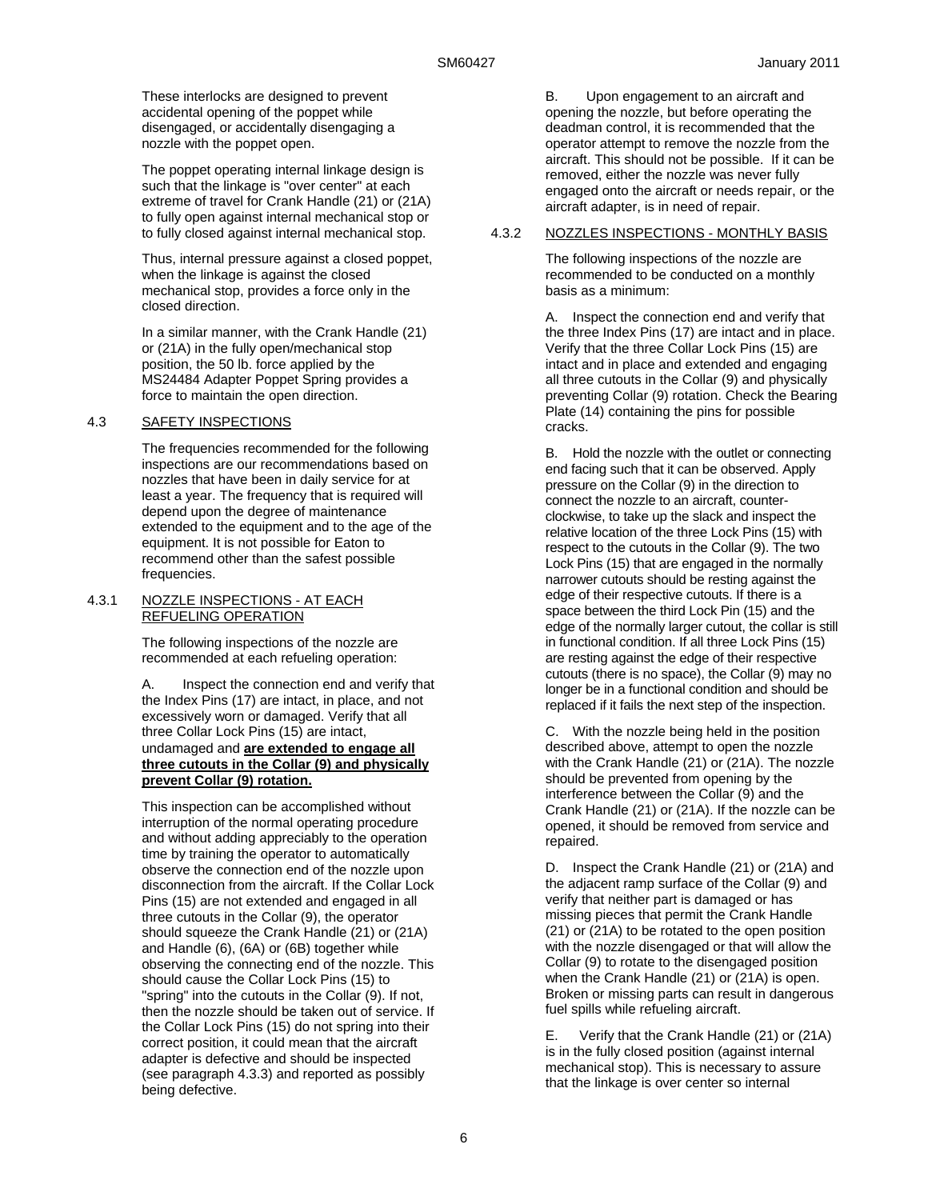These interlocks are designed to prevent accidental opening of the poppet while disengaged, or accidentally disengaging a nozzle with the poppet open.

The poppet operating internal linkage design is such that the linkage is "over center" at each extreme of travel for Crank Handle (21) or (21A) to fully open against internal mechanical stop or to fully closed against internal mechanical stop.

Thus, internal pressure against a closed poppet, when the linkage is against the closed mechanical stop, provides a force only in the closed direction.

In a similar manner, with the Crank Handle (21) or (21A) in the fully open/mechanical stop position, the 50 lb. force applied by the MS24484 Adapter Poppet Spring provides a force to maintain the open direction.

## 4.3 SAFETY INSPECTIONS

The frequencies recommended for the following inspections are our recommendations based on nozzles that have been in daily service for at least a year. The frequency that is required will depend upon the degree of maintenance extended to the equipment and to the age of the equipment. It is not possible for Eaton to recommend other than the safest possible frequencies.

### 4.3.1 NOZZLE INSPECTIONS - AT EACH REFUELING OPERATION

The following inspections of the nozzle are recommended at each refueling operation:

A. Inspect the connection end and verify that the Index Pins (17) are intact, in place, and not excessively worn or damaged. Verify that all three Collar Lock Pins (15) are intact, undamaged and **are extended to engage all three cutouts in the Collar (9) and physically prevent Collar (9) rotation.**

This inspection can be accomplished without interruption of the normal operating procedure and without adding appreciably to the operation time by training the operator to automatically observe the connection end of the nozzle upon disconnection from the aircraft. If the Collar Lock Pins (15) are not extended and engaged in all three cutouts in the Collar (9), the operator should squeeze the Crank Handle (21) or (21A) and Handle (6), (6A) or (6B) together while observing the connecting end of the nozzle. This should cause the Collar Lock Pins (15) to "spring" into the cutouts in the Collar (9). If not, then the nozzle should be taken out of service. If the Collar Lock Pins (15) do not spring into their correct position, it could mean that the aircraft adapter is defective and should be inspected (see paragraph 4.3.3) and reported as possibly being defective.

B. Upon engagement to an aircraft and opening the nozzle, but before operating the deadman control, it is recommended that the operator attempt to remove the nozzle from the aircraft. This should not be possible. If it can be removed, either the nozzle was never fully engaged onto the aircraft or needs repair, or the aircraft adapter, is in need of repair.

### 4.3.2 NOZZLES INSPECTIONS - MONTHLY BASIS

The following inspections of the nozzle are recommended to be conducted on a monthly basis as a minimum:

A. Inspect the connection end and verify that the three Index Pins (17) are intact and in place. Verify that the three Collar Lock Pins (15) are intact and in place and extended and engaging all three cutouts in the Collar (9) and physically preventing Collar (9) rotation. Check the Bearing Plate (14) containing the pins for possible cracks.

B. Hold the nozzle with the outlet or connecting end facing such that it can be observed. Apply pressure on the Collar (9) in the direction to connect the nozzle to an aircraft, counter-clockwise, to take up the slack and inspect the relative location of the three Lock Pins (15) with respect to the cutouts in the Collar (9). The two Lock Pins (15) that are engaged in the normally narrower cutouts should be resting against the edge of their respective cutouts. If there is a space between the third Lock Pin (15) and the edge of the normally larger cutout, the collar is still in functional condition. If all three Lock Pins (15) are resting against the edge of their respective cutouts (there is no space), the Collar (9) may no longer be in a functional condition and should be replaced if it fails the next step of the inspection.

C. With the nozzle being held in the position described above, attempt to open the nozzle with the Crank Handle (21) or (21A). The nozzle should be prevented from opening by the interference between the Collar (9) and the Crank Handle (21) or (21A). If the nozzle can be opened, it should be removed from service and repaired.

D. Inspect the Crank Handle (21) or (21A) and the adjacent ramp surface of the Collar (9) and verify that neither part is damaged or has missing pieces that permit the Crank Handle (21) or (21A) to be rotated to the open position with the nozzle disengaged or that will allow the Collar (9) to rotate to the disengaged position when the Crank Handle (21) or (21A) is open. Broken or missing parts can result in dangerous fuel spills while refueling aircraft.

E. Verify that the Crank Handle (21) or (21A) is in the fully closed position (against internal mechanical stop). This is necessary to assure that the linkage is over center so internal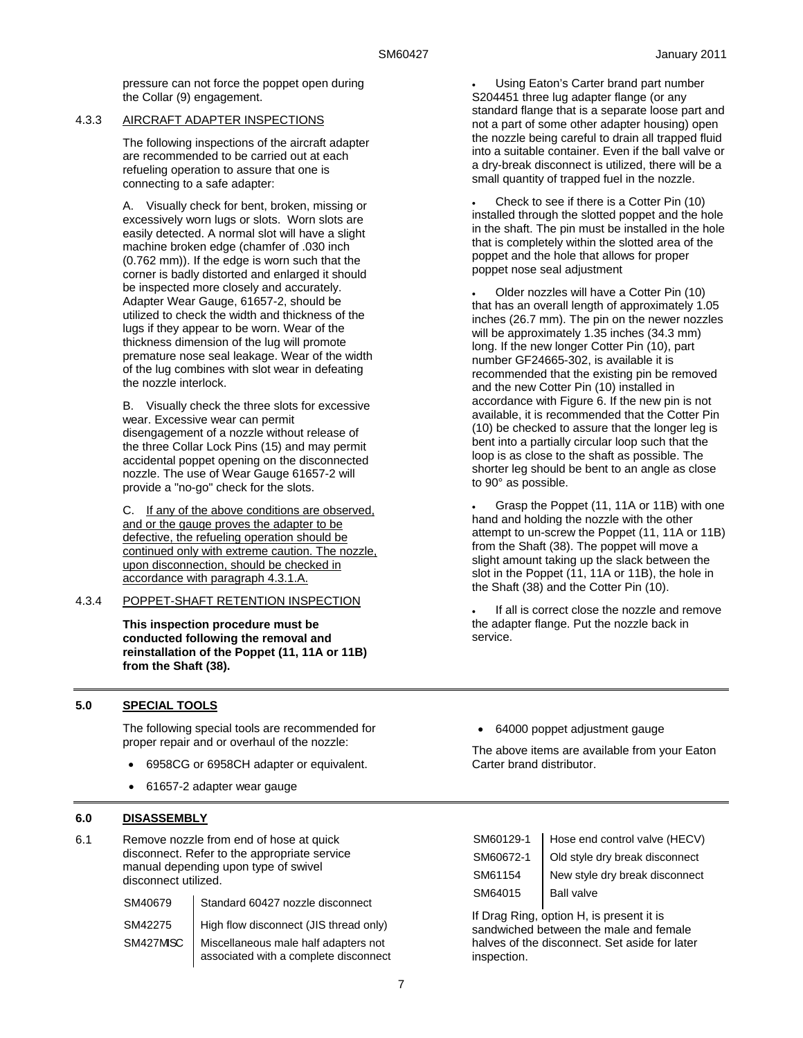pressure can not force the poppet open during the Collar (9) engagement.

4.3.3 AIRCRAFT ADAPTER INSPECTIONS

The following inspections of the aircraft adapter are recommended to be carried out at each refueling operation to assure that one is connecting to a safe adapter:

A. Visually check for bent, broken, missing or excessively worn lugs or slots. Worn slots are easily detected. A normal slot will have a slight machine broken edge (chamfer of .030 inch (0.762 mm)). If the edge is worn such that the corner is badly distorted and enlarged it should be inspected more closely and accurately. Adapter Wear Gauge, 61657-2, should be utilized to check the width and thickness of the lugs if they appear to be worn. Wear of the thickness dimension of the lug will promote premature nose seal leakage. Wear of the width of the lug combines with slot wear in defeating the nozzle interlock.

B. Visually check the three slots for excessive wear. Excessive wear can permit disengagement of a nozzle without release of the three Collar Lock Pins (15) and may permit accidental poppet opening on the disconnected nozzle. The use of Wear Gauge 61657-2 will provide a "no-go" check for the slots.

C. If any of the above conditions are observed, and or the gauge proves the adapter to be defective, the refueling operation should be continued only with extreme caution. The nozzle, upon disconnection, should be checked in accordance with paragraph 4.3.1.A.

4.3.4 POPPET-SHAFT RETENTION INSPECTION

**This inspection procedure must be conducted following the removal and reinstallation of the Poppet (11, 11A or 11B) from the Shaft (38).**

- Using Eaton's Carter brand part number S204451 three lug adapter flange (or any standard flange that is a separate loose part and not a part of some other adapter housing) open the nozzle being careful to drain all trapped fluid into a suitable container. Even if the ball valve or a dry-break disconnect is utilized, there will be a small quantity of trapped fuel in the nozzle.
- Check to see if there is a Cotter Pin (10) installed through the slotted poppet and the hole in the shaft. The pin must be installed in the hole that is completely within the slotted area of the poppet and the hole that allows for proper poppet nose seal adjustment
- Older nozzles will have a Cotter Pin (10) that has an overall length of approximately 1.05 inches (26.7 mm). The pin on the newer nozzles will be approximately 1.35 inches (34.3 mm) long. If the new longer Cotter Pin (10), part number GF24665-302, is available it is recommended that the existing pin be removed and the new Cotter Pin (10) installed in accordance with Figure 6. If the new pin is not available, it is recommended that the Cotter Pin (10) be checked to assure that the longer leg is bent into a partially circular loop such that the loop is as close to the shaft as possible. The shorter leg should be bent to an angle as close to 90° as possible.
- Grasp the Poppet (11, 11A or 11B) with one hand and holding the nozzle with the other attempt to un-screw the Poppet (11, 11A or 11B) from the Shaft (38). The poppet will move a slight amount taking up the slack between the slot in the Poppet (11, 11A or 11B), the hole in the Shaft (38) and the Cotter Pin (10).
- If all is correct close the nozzle and remove the adapter flange. Put the nozzle back in service.

## 5.0 SPECIAL TOOLS

The following special tools are recommended for proper repair and or overhaul of the nozzle:

- 6958CG or 6958CH adapter or equivalent.
- 61657-2 adapter wear gauge
- 64000 poppet adjustment gauge

The above items are available from your Eaton Carter brand distributor.

## 6.0 DISASSEMBLY

6.1 Remove nozzle from end of hose at quick disconnect. Refer to the appropriate service manual depending upon type of swivel disconnect utilized.

| | |
|---|---|
| SM40679 | Standard 60427 nozzle disconnect |
| SM42275 | High flow disconnect (JIS thread only) |
| SM427MISC | Miscellaneous male half adapters not associated with a complete disconnect |
| SM60129-1 | Hose end control valve (HECV) |
| SM60672-1 | Old style dry break disconnect |
| SM61154 | New style dry break disconnect |
| SM64015 | Ball valve |

If Drag Ring, option H, is present it is sandwiched between the male and female halves of the disconnect. Set aside for later inspection.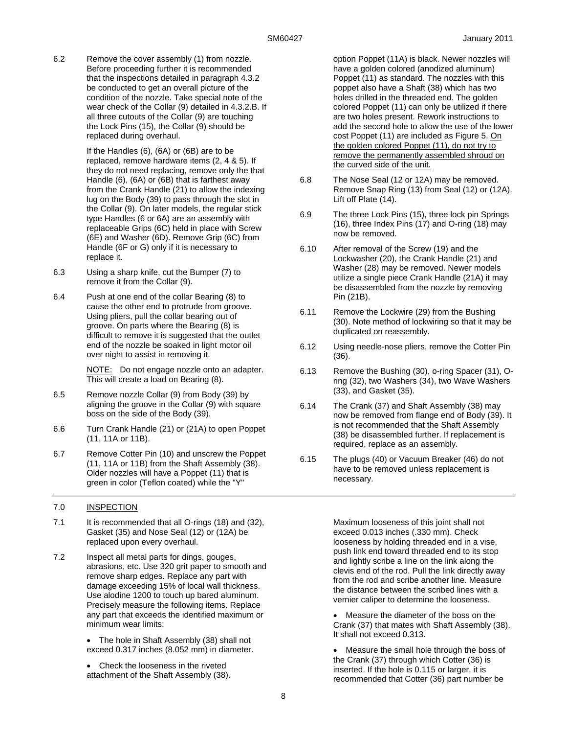6.2 Remove the cover assembly (1) from nozzle. Before proceeding further it is recommended that the inspections detailed in paragraph 4.3.2 be conducted to get an overall picture of the condition of the nozzle. Take special note of the wear check of the Collar (9) detailed in 4.3.2.B. If all three cutouts of the Collar (9) are touching the Lock Pins (15), the Collar (9) should be replaced during overhaul.

If the Handles (6), (6A) or (6B) are to be replaced, remove hardware items (2, 4 & 5). If they do not need replacing, remove only the that Handle (6), (6A) or (6B) that is farthest away from the Crank Handle (21) to allow the indexing lug on the Body (39) to pass through the slot in the Collar (9). On later models, the regular stick type Handles (6 or 6A) are an assembly with replaceable Grips (6C) held in place with Screw (6E) and Washer (6D). Remove Grip (6C) from Handle (6F or G) only if it is necessary to replace it.

6.3 Using a sharp knife, cut the Bumper (7) to remove it from the Collar (9).

6.4 Push at one end of the collar Bearing (8) to cause the other end to protrude from groove. Using pliers, pull the collar bearing out of groove. On parts where the Bearing (8) is difficult to remove it is suggested that the outlet end of the nozzle be soaked in light motor oil over night to assist in removing it.

NOTE: Do not engage nozzle onto an adapter. This will create a load on Bearing (8).

6.5 Remove nozzle Collar (9) from Body (39) by aligning the groove in the Collar (9) with square boss on the side of the Body (39).

6.6 Turn Crank Handle (21) or (21A) to open Poppet (11, 11A or 11B).

6.7 Remove Cotter Pin (10) and unscrew the Poppet (11, 11A or 11B) from the Shaft Assembly (38). Older nozzles will have a Poppet (11) that is green in color (Teflon coated) while the "Y" option Poppet (11A) is black. Newer nozzles will have a golden colored (anodized aluminum) Poppet (11) as standard. The nozzles with this poppet also have a Shaft (38) which has two holes drilled in the threaded end. The golden colored Poppet (11) can only be utilized if there are two holes present. Rework instructions to add the second hole to allow the use of the lower cost Poppet (11) are included as Figure 5. On the golden colored Poppet (11), do not try to remove the permanently assembled shroud on the curved side of the unit.

6.8 The Nose Seal (12 or 12A) may be removed. Remove Snap Ring (13) from Seal (12) or (12A). Lift off Plate (14).

6.9 The three Lock Pins (15), three lock pin Springs (16), three Index Pins (17) and O-ring (18) may now be removed.

6.10 After removal of the Screw (19) and the Lockwasher (20), the Crank Handle (21) and Washer (28) may be removed. Newer models utilize a single piece Crank Handle (21A) it may be disassembled from the nozzle by removing Pin (21B).

6.11 Remove the Lockwire (29) from the Bushing (30). Note method of lockwiring so that it may be duplicated on reassembly.

6.12 Using needle-nose pliers, remove the Cotter Pin (36).

6.13 Remove the Bushing (30), o-ring Spacer (31), O-ring (32), two Washers (34), two Wave Washers (33), and Gasket (35).

6.14 The Crank (37) and Shaft Assembly (38) may now be removed from flange end of Body (39). It is not recommended that the Shaft Assembly (38) be disassembled further. If replacement is required, replace as an assembly.

6.15 The plugs (40) or Vacuum Breaker (46) do not have to be removed unless replacement is necessary.

## 7.0 INSPECTION

7.1 It is recommended that all O-rings (18) and (32), Gasket (35) and Nose Seal (12) or (12A) be replaced upon every overhaul.

7.2 Inspect all metal parts for dings, gouges, abrasions, etc. Use 320 grit paper to smooth and remove sharp edges. Replace any part with damage exceeding 15% of local wall thickness. Use alodine 1200 to touch up bared aluminum. Precisely measure the following items. Replace any part that exceeds the identified maximum or minimum wear limits:

- The hole in Shaft Assembly (38) shall not exceed 0.317 inches (8.052 mm) in diameter.
- Check the looseness in the riveted attachment of the Shaft Assembly (38). Maximum looseness of this joint shall not exceed 0.013 inches (.330 mm). Check looseness by holding threaded end in a vise, push link end toward threaded end to its stop and lightly scribe a line on the link along the clevis end of the rod. Pull the link directly away from the rod and scribe another line. Measure the distance between the scribed lines with a vernier caliper to determine the looseness.
- Measure the diameter of the boss on the Crank (37) that mates with Shaft Assembly (38). It shall not exceed 0.313.
- Measure the small hole through the boss of the Crank (37) through which Cotter (36) is inserted. If the hole is 0.115 or larger, it is recommended that Cotter (36) part number be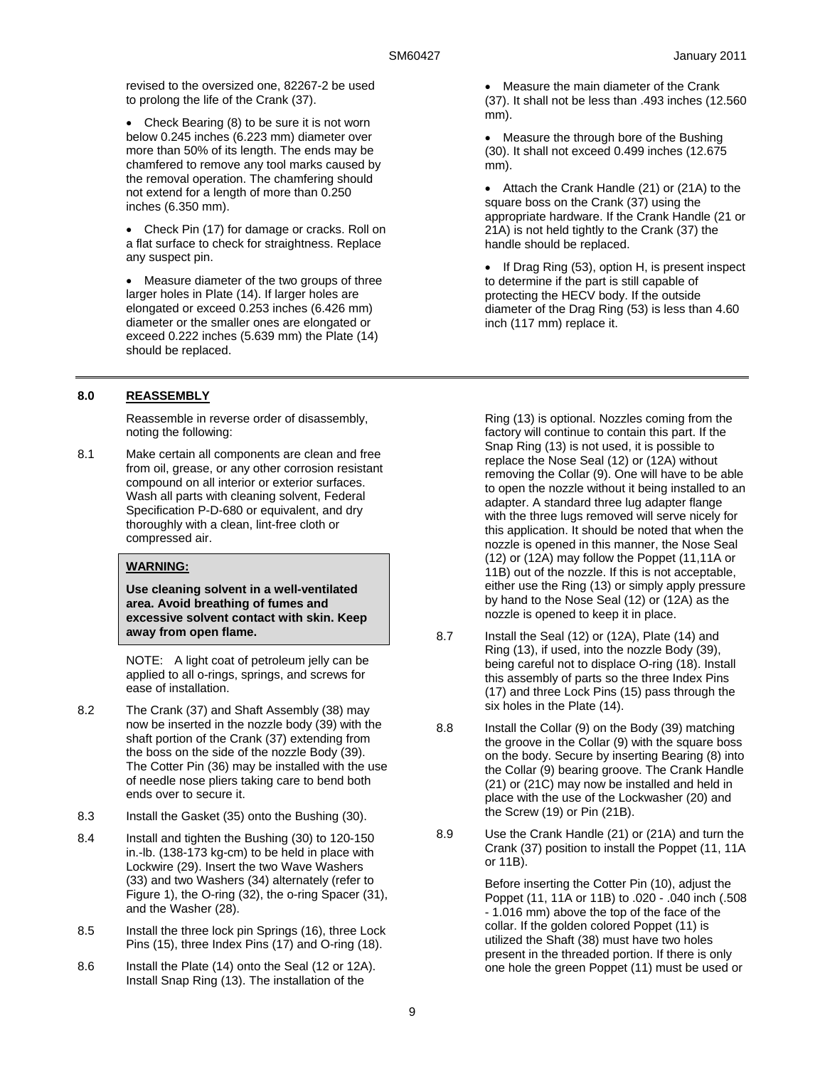revised to the oversized one, 82267-2 be used to prolong the life of the Crank (37).

- Check Bearing (8) to be sure it is not worn below 0.245 inches (6.223 mm) diameter over more than 50% of its length. The ends may be chamfered to remove any tool marks caused by the removal operation. The chamfering should not extend for a length of more than 0.250 inches (6.350 mm).
- Check Pin (17) for damage or cracks. Roll on a flat surface to check for straightness. Replace any suspect pin.
- Measure diameter of the two groups of three larger holes in Plate (14). If larger holes are elongated or exceed 0.253 inches (6.426 mm) diameter or the smaller ones are elongated or exceed 0.222 inches (5.639 mm) the Plate (14) should be replaced.
- Measure the main diameter of the Crank (37). It shall not be less than .493 inches (12.560 mm).
- Measure the through bore of the Bushing (30). It shall not exceed 0.499 inches (12.675 mm).
- Attach the Crank Handle (21) or (21A) to the square boss on the Crank (37) using the appropriate hardware. If the Crank Handle (21 or 21A) is not held tightly to the Crank (37) the handle should be replaced.
- If Drag Ring (53), option H, is present inspect to determine if the part is still capable of protecting the HECV body. If the outside diameter of the Drag Ring (53) is less than 4.60 inch (117 mm) replace it.

## 8.0 REASSEMBLY

Reassemble in reverse order of disassembly, noting the following:

8.1 Make certain all components are clean and free from oil, grease, or any other corrosion resistant compound on all interior or exterior surfaces. Wash all parts with cleaning solvent, Federal Specification P-D-680 or equivalent, and dry thoroughly with a clean, lint-free cloth or compressed air.

> **WARNING:**
>
> **Use cleaning solvent in a well-ventilated area. Avoid breathing of fumes and excessive solvent contact with skin. Keep away from open flame.**

NOTE: A light coat of petroleum jelly can be applied to all o-rings, springs, and screws for ease of installation.

8.2 The Crank (37) and Shaft Assembly (38) may now be inserted in the nozzle body (39) with the shaft portion of the Crank (37) extending from the boss on the side of the nozzle Body (39). The Cotter Pin (36) may be installed with the use of needle nose pliers taking care to bend both ends over to secure it.

8.3 Install the Gasket (35) onto the Bushing (30).

8.4 Install and tighten the Bushing (30) to 120-150 in.-lb. (138-173 kg-cm) to be held in place with Lockwire (29). Insert the two Wave Washers (33) and two Washers (34) alternately (refer to Figure 1), the O-ring (32), the o-ring Spacer (31), and the Washer (28).

8.5 Install the three lock pin Springs (16), three Lock Pins (15), three Index Pins (17) and O-ring (18).

8.6 Install the Plate (14) onto the Seal (12 or 12A). Install Snap Ring (13). The installation of the Ring (13) is optional. Nozzles coming from the factory will continue to contain this part. If the Snap Ring (13) is not used, it is possible to replace the Nose Seal (12) or (12A) without removing the Collar (9). One will have to be able to open the nozzle without it being installed to an adapter. A standard three lug adapter flange with the three lugs removed will serve nicely for this application. It should be noted that when the nozzle is opened in this manner, the Nose Seal (12) or (12A) may follow the Poppet (11,11A or 11B) out of the nozzle. If this is not acceptable, either use the Ring (13) or simply apply pressure by hand to the Nose Seal (12) or (12A) as the nozzle is opened to keep it in place.

8.7 Install the Seal (12) or (12A), Plate (14) and Ring (13), if used, into the nozzle Body (39), being careful not to displace O-ring (18). Install this assembly of parts so the three Index Pins (17) and three Lock Pins (15) pass through the six holes in the Plate (14).

8.8 Install the Collar (9) on the Body (39) matching the groove in the Collar (9) with the square boss on the body. Secure by inserting Bearing (8) into the Collar (9) bearing groove. The Crank Handle (21) or (21C) may now be installed and held in place with the use of the Lockwasher (20) and the Screw (19) or Pin (21B).

8.9 Use the Crank Handle (21) or (21A) and turn the Crank (37) position to install the Poppet (11, 11A or 11B).

Before inserting the Cotter Pin (10), adjust the Poppet (11, 11A or 11B) to .020 - .040 inch (.508 - 1.016 mm) above the top of the face of the collar. If the golden colored Poppet (11) is utilized the Shaft (38) must have two holes present in the threaded portion. If there is only one hole the green Poppet (11) must be used or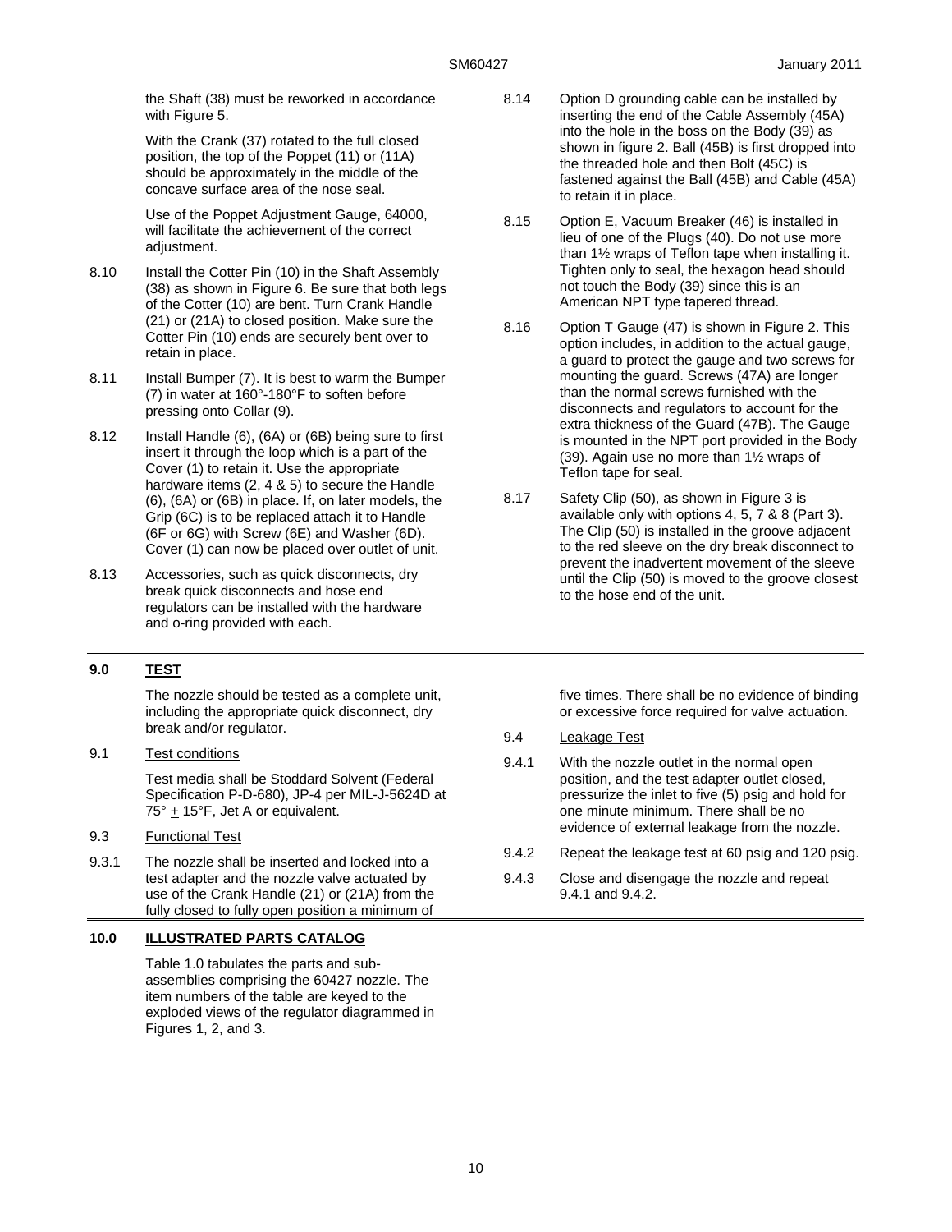the Shaft (38) must be reworked in accordance with Figure 5.

With the Crank (37) rotated to the full closed position, the top of the Poppet (11) or (11A) should be approximately in the middle of the concave surface area of the nose seal.

Use of the Poppet Adjustment Gauge, 64000, will facilitate the achievement of the correct adjustment.

8.10 Install the Cotter Pin (10) in the Shaft Assembly (38) as shown in Figure 6. Be sure that both legs of the Cotter (10) are bent. Turn Crank Handle (21) or (21A) to closed position. Make sure the Cotter Pin (10) ends are securely bent over to retain in place.

8.11 Install Bumper (7). It is best to warm the Bumper (7) in water at 160°-180°F to soften before pressing onto Collar (9).

8.12 Install Handle (6), (6A) or (6B) being sure to first insert it through the loop which is a part of the Cover (1) to retain it. Use the appropriate hardware items (2, 4 & 5) to secure the Handle (6), (6A) or (6B) in place. If, on later models, the Grip (6C) is to be replaced attach it to Handle (6F or 6G) with Screw (6E) and Washer (6D). Cover (1) can now be placed over outlet of unit.

8.13 Accessories, such as quick disconnects, dry break quick disconnects and hose end regulators can be installed with the hardware and o-ring provided with each.

8.14 Option D grounding cable can be installed by inserting the end of the Cable Assembly (45A) into the hole in the boss on the Body (39) as shown in figure 2. Ball (45B) is first dropped into the threaded hole and then Bolt (45C) is fastened against the Ball (45B) and Cable (45A) to retain it in place.

8.15 Option E, Vacuum Breaker (46) is installed in lieu of one of the Plugs (40). Do not use more than 1½ wraps of Teflon tape when installing it. Tighten only to seal, the hexagon head should not touch the Body (39) since this is an American NPT type tapered thread.

8.16 Option T Gauge (47) is shown in Figure 2. This option includes, in addition to the actual gauge, a guard to protect the gauge and two screws for mounting the guard. Screws (47A) are longer than the normal screws furnished with the disconnects and regulators to account for the extra thickness of the Guard (47B). The Gauge is mounted in the NPT port provided in the Body (39). Again use no more than 1½ wraps of Teflon tape for seal.

8.17 Safety Clip (50), as shown in Figure 3 is available only with options 4, 5, 7 & 8 (Part 3). The Clip (50) is installed in the groove adjacent to the red sleeve on the dry break disconnect to prevent the inadvertent movement of the sleeve until the Clip (50) is moved to the groove closest to the hose end of the unit.

## 9.0 TEST

The nozzle should be tested as a complete unit, including the appropriate quick disconnect, dry break and/or regulator.

9.1 Test conditions

Test media shall be Stoddard Solvent (Federal Specification P-D-680), JP-4 per MIL-J-5624D at 75° ± 15°F, Jet A or equivalent.

9.3 Functional Test

9.3.1 The nozzle shall be inserted and locked into a test adapter and the nozzle valve actuated by use of the Crank Handle (21) or (21A) from the fully closed to fully open position a minimum of five times. There shall be no evidence of binding or excessive force required for valve actuation.

9.4 Leakage Test

9.4.1 With the nozzle outlet in the normal open position, and the test adapter outlet closed, pressurize the inlet to five (5) psig and hold for one minute minimum. There shall be no evidence of external leakage from the nozzle.

9.4.2 Repeat the leakage test at 60 psig and 120 psig.

9.4.3 Close and disengage the nozzle and repeat 9.4.1 and 9.4.2.

## 10.0 ILLUSTRATED PARTS CATALOG

Table 1.0 tabulates the parts and sub-assemblies comprising the 60427 nozzle. The item numbers of the table are keyed to the exploded views of the regulator diagrammed in Figures 1, 2, and 3.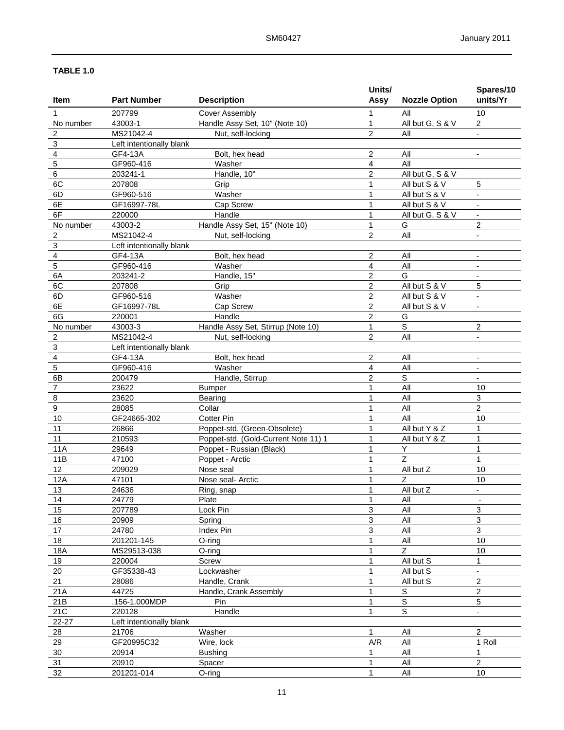**TABLE 1.0**

| Item | Part Number | Description | Units/ Assy | Nozzle Option | Spares/10 units/Yr |
|---|---|---|---|---|---|
| 1 | 207799 | Cover Assembly | 1 | All | 10 |
| No number | 43003-1 | Handle Assy Set, 10" (Note 10) | 1 | All but G, S & V | 2 |
| 2 | MS21042-4 | Nut, self-locking | 2 | All | - |
| 3 | Left intentionally blank | | | | |
| 4 | GF4-13A | Bolt, hex head | 2 | All | - |
| 5 | GF960-416 | Washer | 4 | All | |
| 6 | 203241-1 | Handle, 10" | 2 | All but G, S & V | |
| 6C | 207808 | Grip | 1 | All but S & V | 5 |
| 6D | GF960-516 | Washer | 1 | All but S & V | - |
| 6E | GF16997-78L | Cap Screw | 1 | All but S & V | - |
| 6F | 220000 | Handle | 1 | All but G, S & V | - |
| No number | 43003-2 | Handle Assy Set, 15" (Note 10) | 1 | G | 2 |
| 2 | MS21042-4 | Nut, self-locking | 2 | All | - |
| 3 | Left intentionally blank | | | | |
| 4 | GF4-13A | Bolt, hex head | 2 | All | - |
| 5 | GF960-416 | Washer | 4 | All | - |
| 6A | 203241-2 | Handle, 15" | 2 | G | - |
| 6C | 207808 | Grip | 2 | All but S & V | 5 |
| 6D | GF960-516 | Washer | 2 | All but S & V | - |
| 6E | GF16997-78L | Cap Screw | 2 | All but S & V | - |
| 6G | 220001 | Handle | 2 | G | |
| No number | 43003-3 | Handle Assy Set, Stirrup (Note 10) | 1 | S | 2 |
| 2 | MS21042-4 | Nut, self-locking | 2 | All | - |
| 3 | Left intentionally blank | | | | |
| 4 | GF4-13A | Bolt, hex head | 2 | All | - |
| 5 | GF960-416 | Washer | 4 | All | - |
| 6B | 200479 | Handle, Stirrup | 2 | S | - |
| 7 | 23622 | Bumper | 1 | All | 10 |
| 8 | 23620 | Bearing | 1 | All | 3 |
| 9 | 28085 | Collar | 1 | All | 2 |
| 10 | GF24665-302 | Cotter Pin | 1 | All | 10 |
| 11 | 26866 | Poppet-std. (Green-Obsolete) | 1 | All but Y & Z | 1 |
| 11 | 210593 | Poppet-std. (Gold-Current Note 11) 1 | 1 | All but Y & Z | 1 |
| 11A | 29649 | Poppet - Russian (Black) | 1 | Y | 1 |
| 11B | 47100 | Poppet - Arctic | 1 | Z | 1 |
| 12 | 209029 | Nose seal | 1 | All but Z | 10 |
| 12A | 47101 | Nose seal- Arctic | 1 | Z | 10 |
| 13 | 24636 | Ring, snap | 1 | All but Z | - |
| 14 | 24779 | Plate | 1 | All | - |
| 15 | 207789 | Lock Pin | 3 | All | 3 |
| 16 | 20909 | Spring | 3 | All | 3 |
| 17 | 24780 | Index Pin | 3 | All | 3 |
| 18 | 201201-145 | O-ring | 1 | All | 10 |
| 18A | MS29513-038 | O-ring | 1 | Z | 10 |
| 19 | 220004 | Screw | 1 | All but S | 1 |
| 20 | GF35338-43 | Lockwasher | 1 | All but S | - |
| 21 | 28086 | Handle, Crank | 1 | All but S | 2 |
| 21A | 44725 | Handle, Crank Assembly | 1 | S | 2 |
| 21B | .156-1.000MDP | Pin | 1 | S | 5 |
| 21C | 220128 | Handle | 1 | S | - |
| 22-27 | Left intentionally blank | | | | |
| 28 | 21706 | Washer | 1 | All | 2 |
| 29 | GF20995C32 | Wire, lock | A/R | All | 1 Roll |
| 30 | 20914 | Bushing | 1 | All | 1 |
| 31 | 20910 | Spacer | 1 | All | 2 |
| 32 | 201201-014 | O-ring | 1 | All | 10 |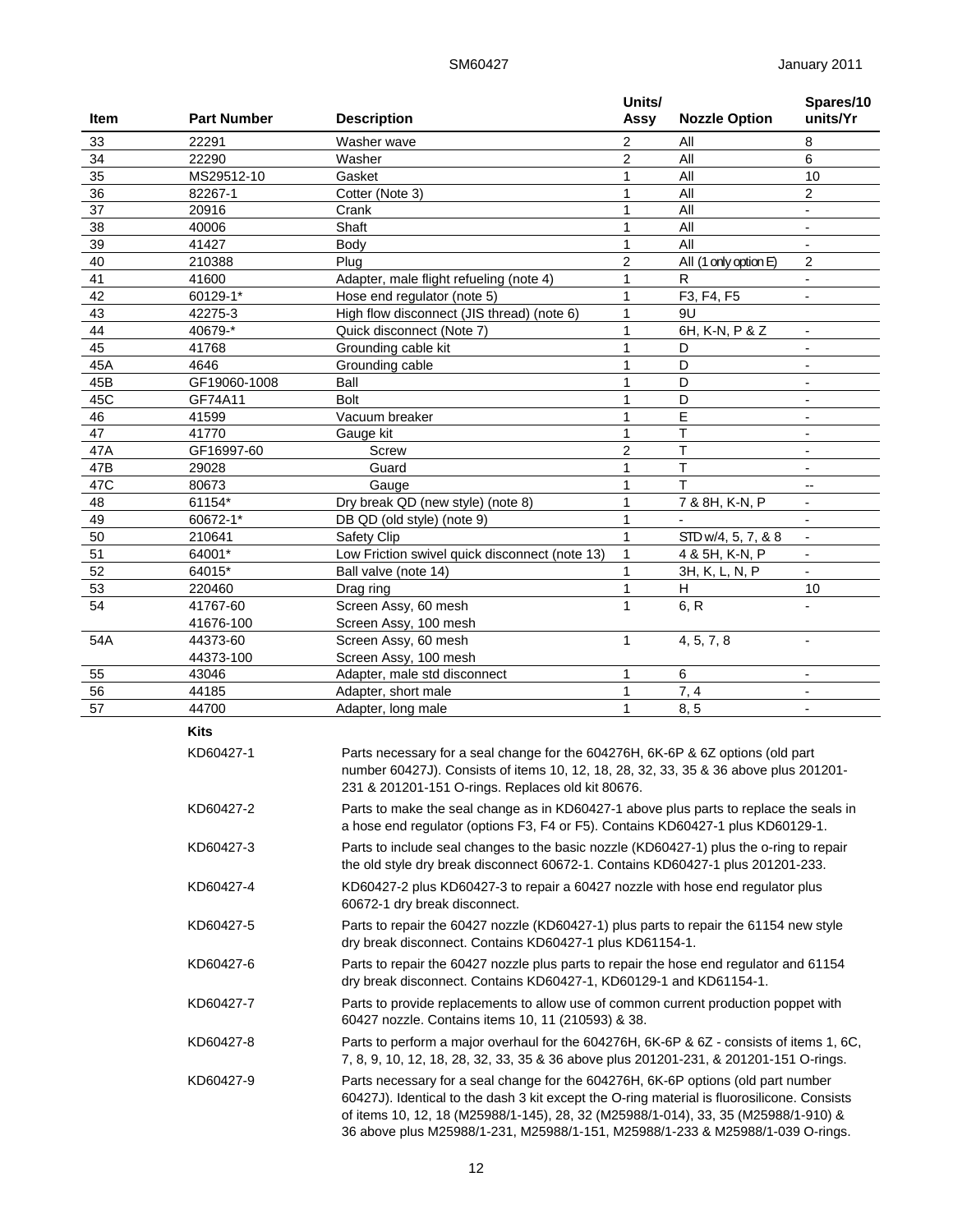| Item | Part Number | Description | Units/ Assy | Nozzle Option | Spares/10 units/Yr |
|---|---|---|---|---|---|
| 33 | 22291 | Washer wave | 2 | All | 8 |
| 34 | 22290 | Washer | 2 | All | 6 |
| 35 | MS29512-10 | Gasket | 1 | All | 10 |
| 36 | 82267-1 | Cotter (Note 3) | 1 | All | 2 |
| 37 | 20916 | Crank | 1 | All | - |
| 38 | 40006 | Shaft | 1 | All | - |
| 39 | 41427 | Body | 1 | All | - |
| 40 | 210388 | Plug | 2 | All (1 only option E) | 2 |
| 41 | 41600 | Adapter, male flight refueling (note 4) | 1 | R | - |
| 42 | 60129-1* | Hose end regulator (note 5) | 1 | F3, F4, F5 | - |
| 43 | 42275-3 | High flow disconnect (JIS thread) (note 6) | 1 | 9U | |
| 44 | 40679-* | Quick disconnect (Note 7) | 1 | 6H, K-N, P & Z | - |
| 45 | 41768 | Grounding cable kit | 1 | D | - |
| 45A | 4646 | Grounding cable | 1 | D | - |
| 45B | GF19060-1008 | Ball | 1 | D | - |
| 45C | GF74A11 | Bolt | 1 | D | - |
| 46 | 41599 | Vacuum breaker | 1 | E | - |
| 47 | 41770 | Gauge kit | 1 | T | - |
| 47A | GF16997-60 | Screw | 2 | T | - |
| 47B | 29028 | Guard | 1 | T | - |
| 47C | 80673 | Gauge | 1 | T | -- |
| 48 | 61154* | Dry break QD (new style) (note 8) | 1 | 7 & 8H, K-N, P | - |
| 49 | 60672-1* | DB QD (old style) (note 9) | 1 | - | - |
| 50 | 210641 | Safety Clip | 1 | STD w/4, 5, 7, & 8 | - |
| 51 | 64001* | Low Friction swivel quick disconnect (note 13) | 1 | 4 & 5H, K-N, P | - |
| 52 | 64015* | Ball valve (note 14) | 1 | 3H, K, L, N, P | - |
| 53 | 220460 | Drag ring | 1 | H | 10 |
| 54 | 41767-60<br>41676-100 | Screen Assy, 60 mesh<br>Screen Assy, 100 mesh | 1 | 6, R | - |
| 54A | 44373-60<br>44373-100 | Screen Assy, 60 mesh<br>Screen Assy, 100 mesh | 1 | 4, 5, 7, 8 | - |
| 55 | 43046 | Adapter, male std disconnect | 1 | 6 | - |
| 56 | 44185 | Adapter, short male | 1 | 7, 4 | - |
| 57 | 44700 | Adapter, long male | 1 | 8, 5 | - |

**Kits**

| Kit | Description |
|---|---|
| KD60427-1 | Parts necessary for a seal change for the 604276H, 6K-6P & 6Z options (old part number 60427J). Consists of items 10, 12, 18, 28, 32, 33, 35 & 36 above plus 201201-231 & 201201-151 O-rings. Replaces old kit 80676. |
| KD60427-2 | Parts to make the seal change as in KD60427-1 above plus parts to replace the seals in a hose end regulator (options F3, F4 or F5). Contains KD60427-1 plus KD60129-1. |
| KD60427-3 | Parts to include seal changes to the basic nozzle (KD60427-1) plus the o-ring to repair the old style dry break disconnect 60672-1. Contains KD60427-1 plus 201201-233. |
| KD60427-4 | KD60427-2 plus KD60427-3 to repair a 60427 nozzle with hose end regulator plus 60672-1 dry break disconnect. |
| KD60427-5 | Parts to repair the 60427 nozzle (KD60427-1) plus parts to repair the 61154 new style dry break disconnect. Contains KD60427-1 plus KD61154-1. |
| KD60427-6 | Parts to repair the 60427 nozzle plus parts to repair the hose end regulator and 61154 dry break disconnect. Contains KD60427-1, KD60129-1 and KD61154-1. |
| KD60427-7 | Parts to provide replacements to allow use of common current production poppet with 60427 nozzle. Contains items 10, 11 (210593) & 38. |
| KD60427-8 | Parts to perform a major overhaul for the 604276H, 6K-6P & 6Z - consists of items 1, 6C, 7, 8, 9, 10, 12, 18, 28, 32, 33, 35 & 36 above plus 201201-231, & 201201-151 O-rings. |
| KD60427-9 | Parts necessary for a seal change for the 604276H, 6K-6P options (old part number 60427J). Identical to the dash 3 kit except the O-ring material is fluorosilicone. Consists of items 10, 12, 18 (M25988/1-145), 28, 32 (M25988/1-014), 33, 35 (M25988/1-910) & 36 above plus M25988/1-231, M25988/1-151, M25988/1-233 & M25988/1-039 O-rings. |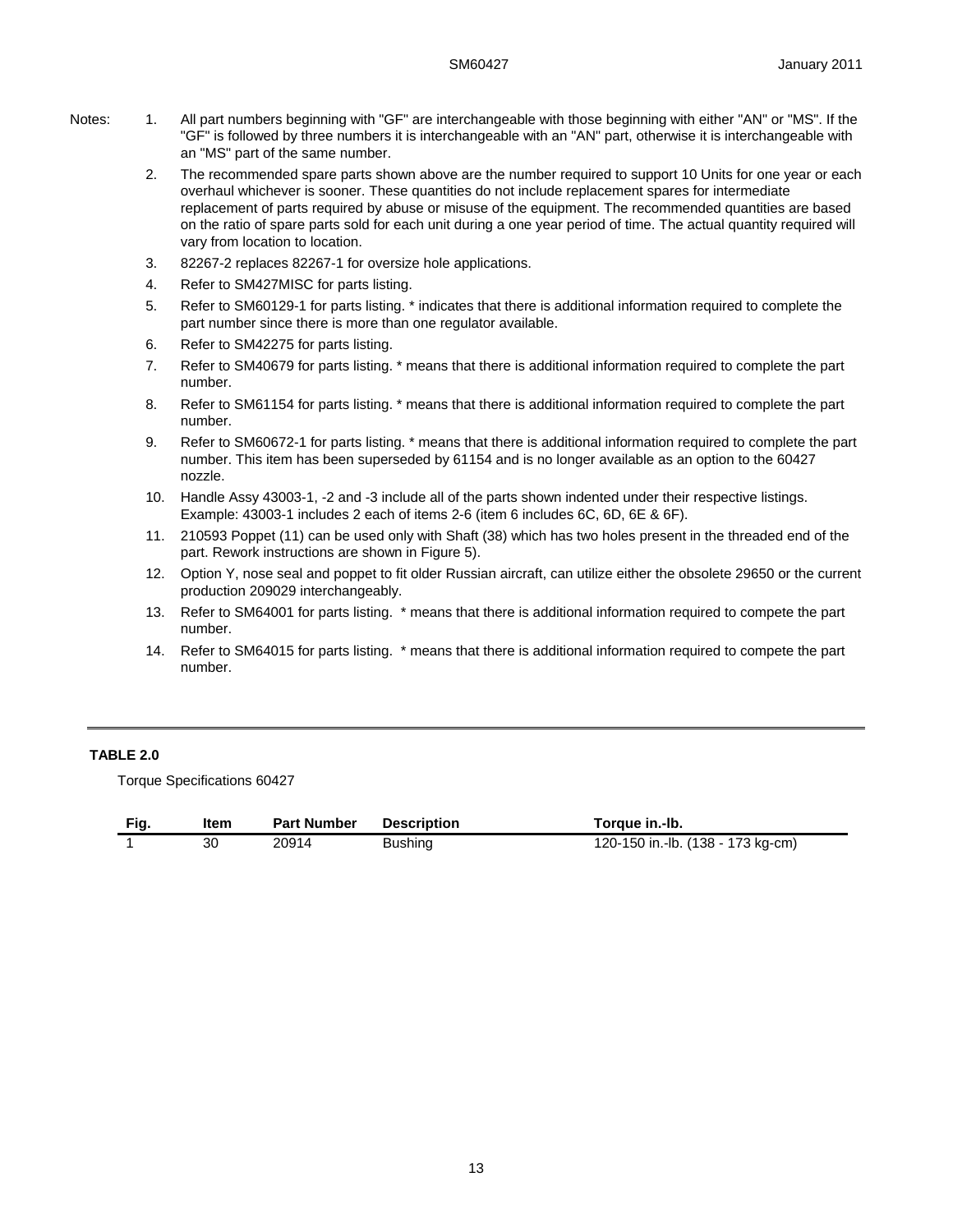Notes:

1. All part numbers beginning with "GF" are interchangeable with those beginning with either "AN" or "MS". If the "GF" is followed by three numbers it is interchangeable with an "AN" part, otherwise it is interchangeable with an "MS" part of the same number.
2. The recommended spare parts shown above are the number required to support 10 Units for one year or each overhaul whichever is sooner. These quantities do not include replacement spares for intermediate replacement of parts required by abuse or misuse of the equipment. The recommended quantities are based on the ratio of spare parts sold for each unit during a one year period of time. The actual quantity required will vary from location to location.
3. 82267-2 replaces 82267-1 for oversize hole applications.
4. Refer to SM427MISC for parts listing.
5. Refer to SM60129-1 for parts listing. * indicates that there is additional information required to complete the part number since there is more than one regulator available.
6. Refer to SM42275 for parts listing.
7. Refer to SM40679 for parts listing. * means that there is additional information required to complete the part number.
8. Refer to SM61154 for parts listing. * means that there is additional information required to complete the part number.
9. Refer to SM60672-1 for parts listing. * means that there is additional information required to complete the part number. This item has been superseded by 61154 and is no longer available as an option to the 60427 nozzle.
10. Handle Assy 43003-1, -2 and -3 include all of the parts shown indented under their respective listings. Example: 43003-1 includes 2 each of items 2-6 (item 6 includes 6C, 6D, 6E & 6F).
11. 210593 Poppet (11) can be used only with Shaft (38) which has two holes present in the threaded end of the part. Rework instructions are shown in Figure 5).
12. Option Y, nose seal and poppet to fit older Russian aircraft, can utilize either the obsolete 29650 or the current production 209029 interchangeably.
13. Refer to SM64001 for parts listing. * means that there is additional information required to compete the part number.
14. Refer to SM64015 for parts listing. * means that there is additional information required to compete the part number.

---

**TABLE 2.0**

Torque Specifications 60427

| Fig. | Item | Part Number | Description | Torque in.-lb. |
|---|---|---|---|---|
| 1 | 30 | 20914 | Bushing | 120-150 in.-lb. (138 - 173 kg-cm) |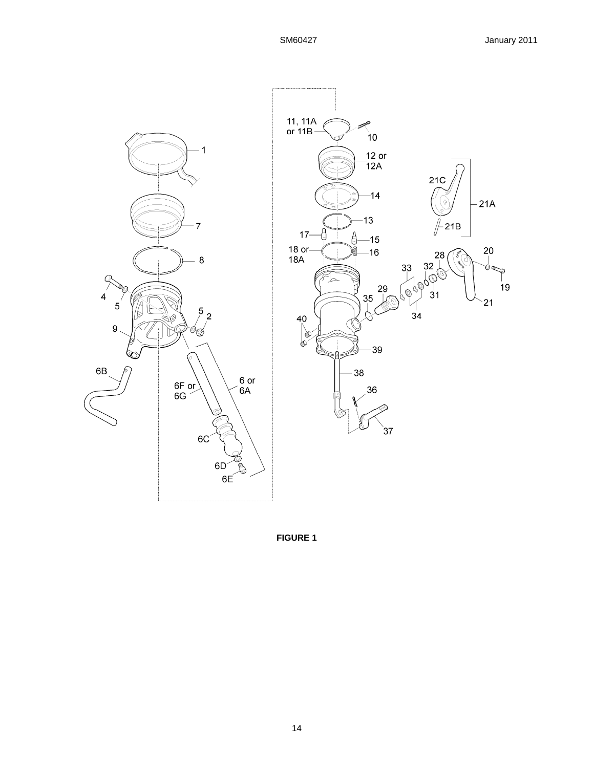**FIGURE 1**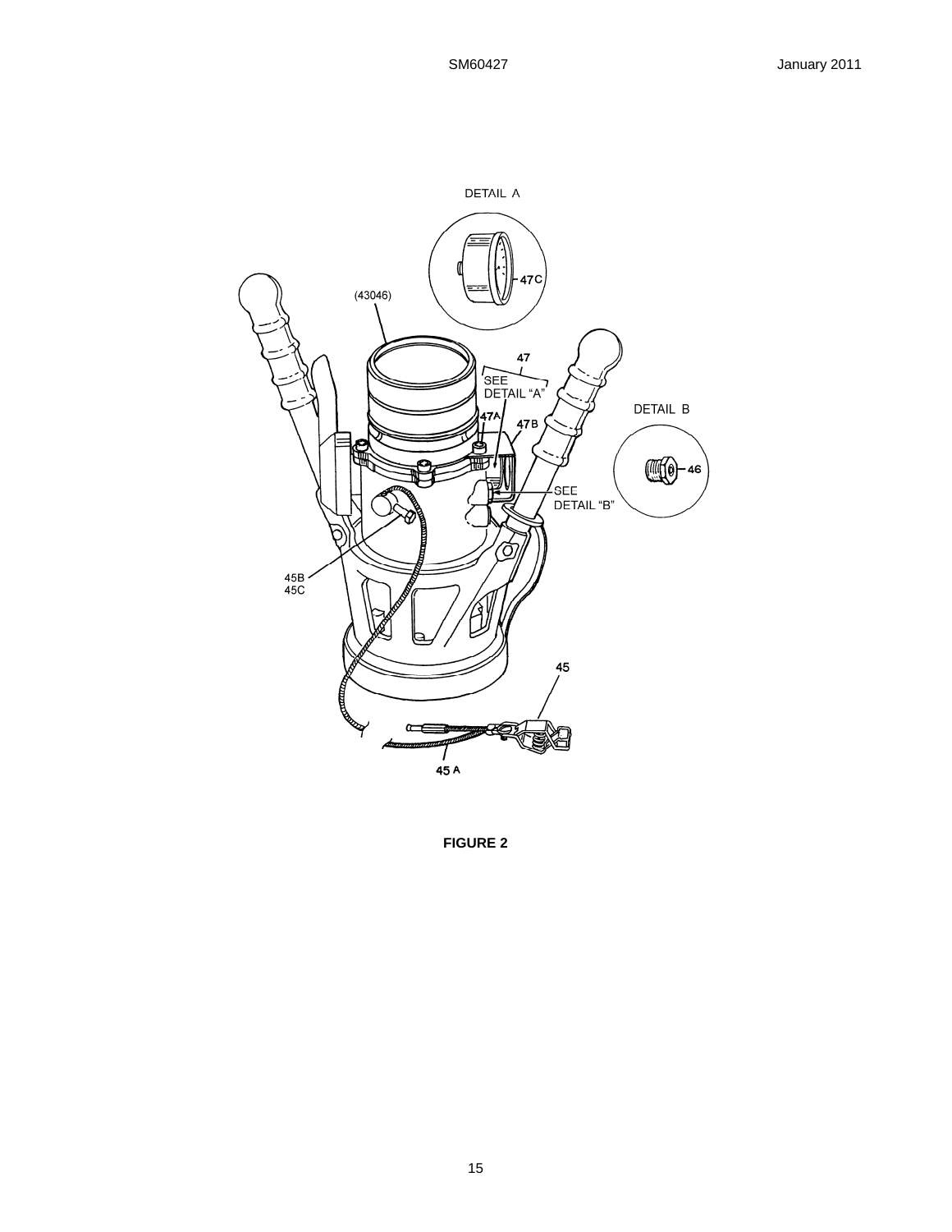**FIGURE 2**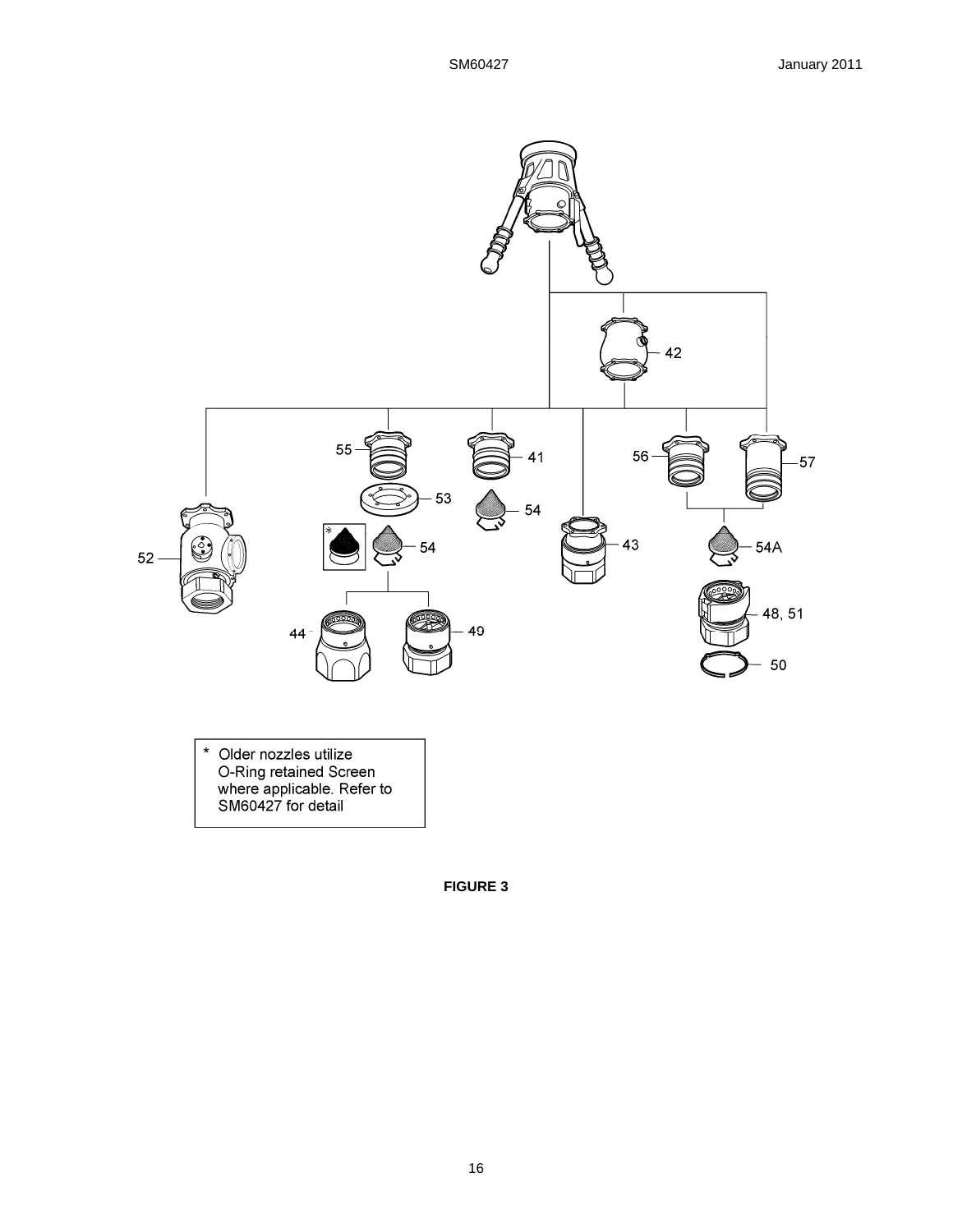* Older nozzles utilize O-Ring retained Screen where applicable. Refer to SM60427 for detail

**FIGURE 3**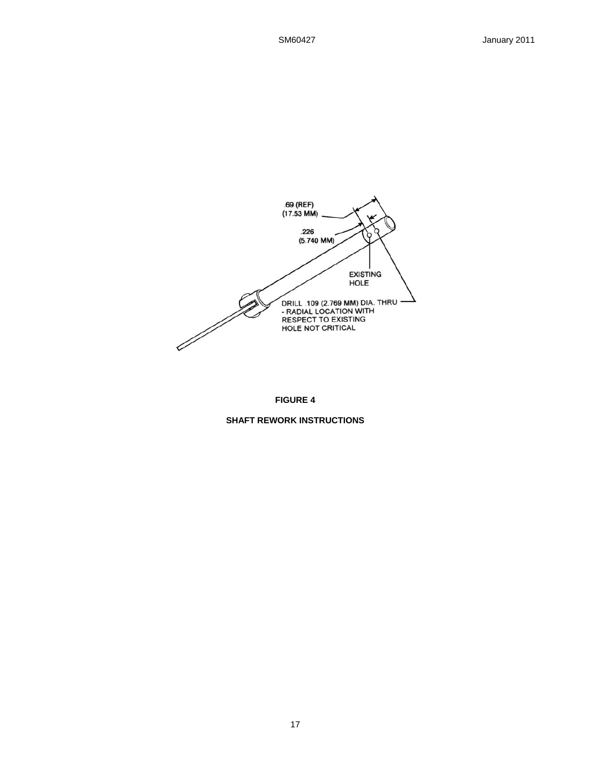.69 (REF)
(17.53 MM)

.226
(5.740 MM)

EXISTING
HOLE

DRILL .109 (2.769 MM) DIA. THRU
- RADIAL LOCATION WITH
RESPECT TO EXISTING
HOLE NOT CRITICAL

**FIGURE 4**

**SHAFT REWORK INSTRUCTIONS**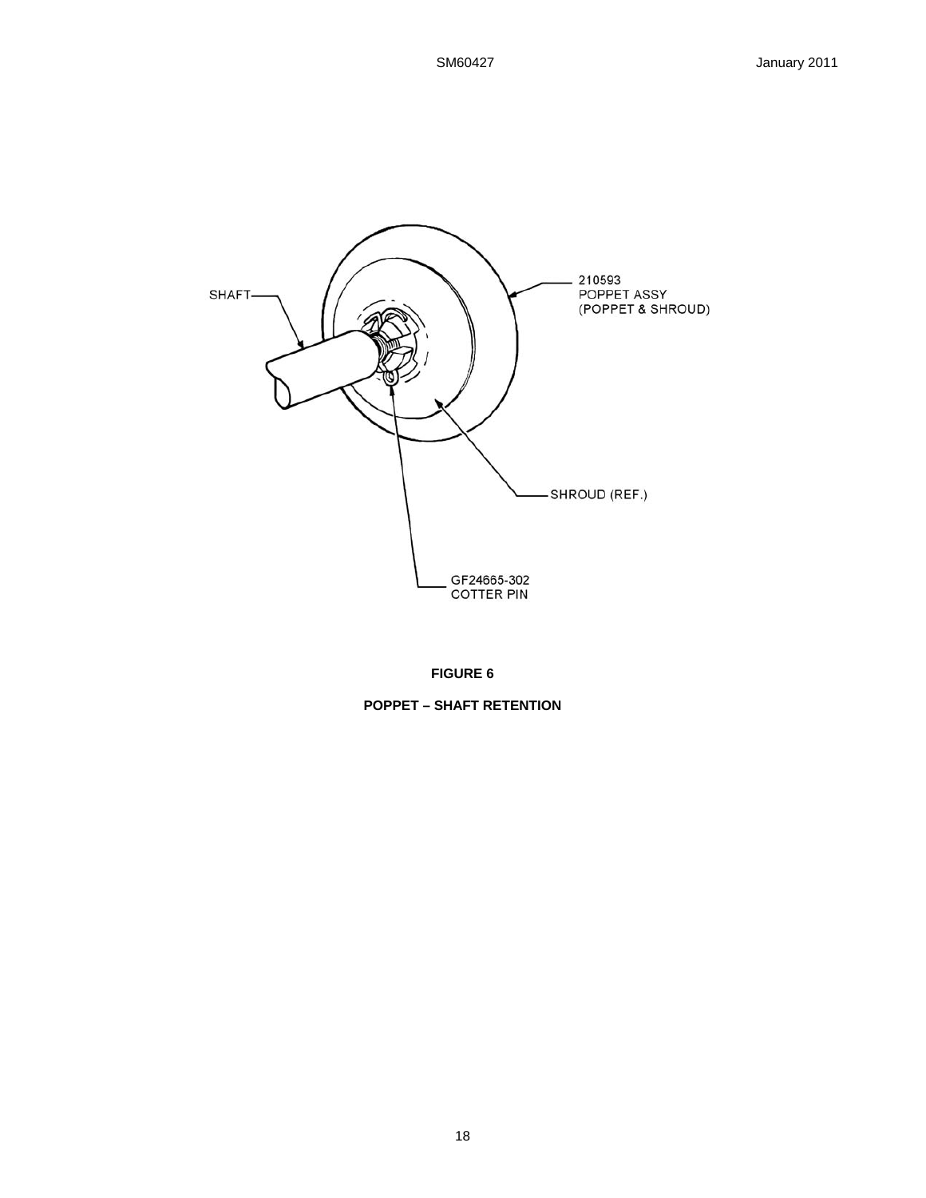SHAFT

210593
POPPET ASSY
(POPPET & SHROUD)

SHROUD (REF.)

GF24665-302
COTTER PIN

**FIGURE 6**

**POPPET – SHAFT RETENTION**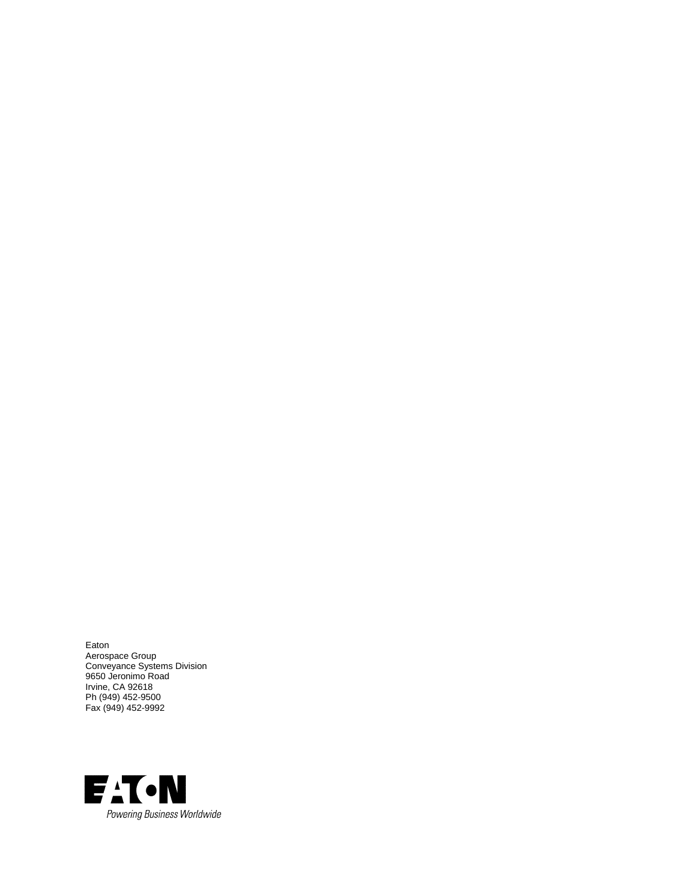Eaton
Aerospace Group
Conveyance Systems Division
9650 Jeronimo Road
Irvine, CA 92618
Ph (949) 452-9500
Fax (949) 452-9992

EATON

Powering Business Worldwide